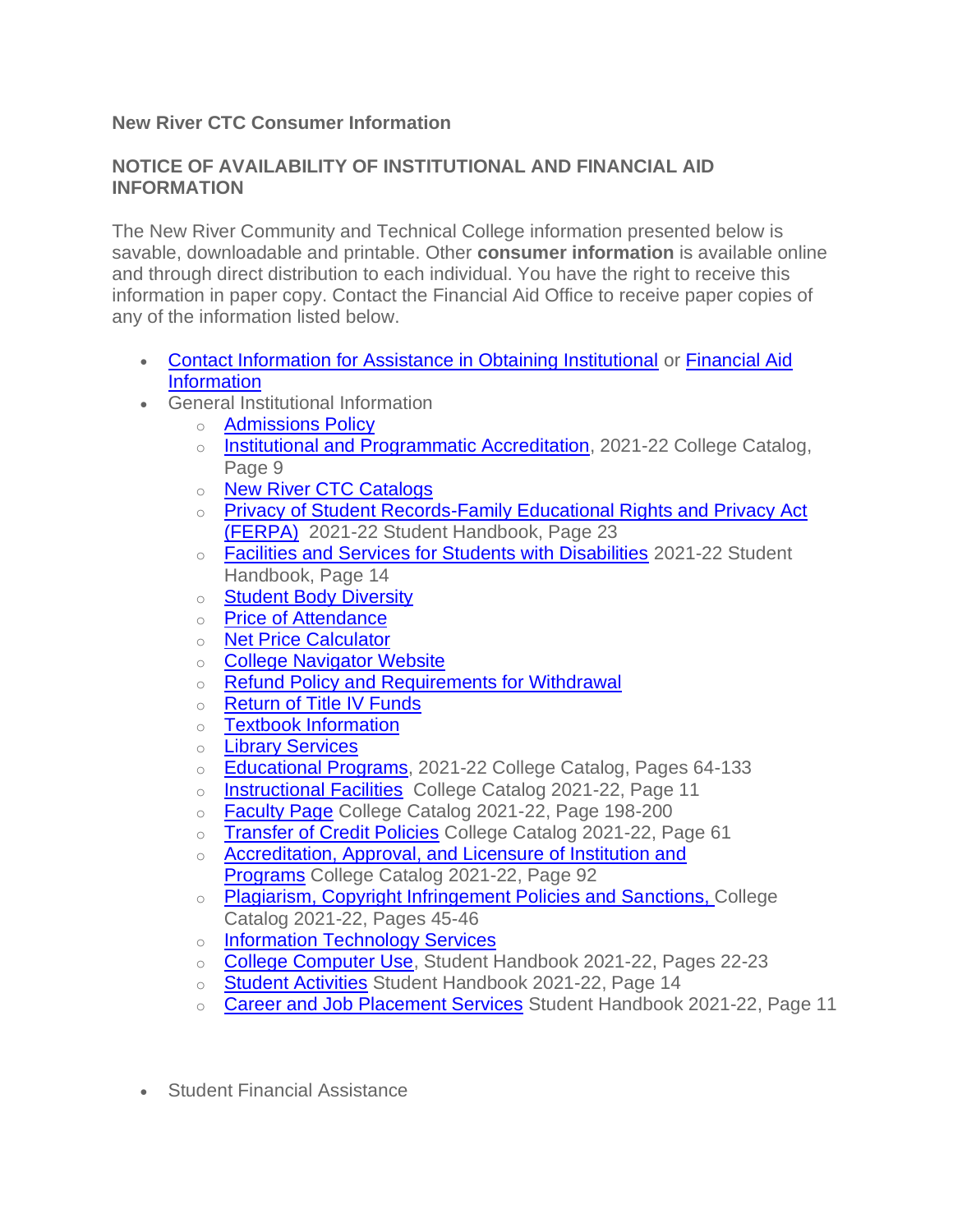**New River CTC Consumer Information**

**NOTICE OF AVAILABILITY OF INSTITUTIONAL AND FINANCIAL AID INFORMATION**

The New River Community and Technical College information presented below is savable, downloadable and printable. Other **consumer information** is available online and through direct distribution to each individual. You have the right to receive this information in paper copy. Contact the Financial Aid Office to receive paper copies of any of the information listed below.

- Contact Information for Assistance in Obtaining Institutional or Financial Aid Information
- General Institutional Information
  - Admissions Policy
  - Institutional and Programmatic Accreditation, 2021-22 College Catalog, Page 9
  - New River CTC Catalogs
  - Privacy of Student Records-Family Educational Rights and Privacy Act (FERPA) 2021-22 Student Handbook, Page 23
  - Facilities and Services for Students with Disabilities 2021-22 Student Handbook, Page 14
  - Student Body Diversity
  - Price of Attendance
  - Net Price Calculator
  - College Navigator Website
  - Refund Policy and Requirements for Withdrawal
  - Return of Title IV Funds
  - Textbook Information
  - Library Services
  - Educational Programs, 2021-22 College Catalog, Pages 64-133
  - Instructional Facilities College Catalog 2021-22, Page 11
  - Faculty Page College Catalog 2021-22, Page 198-200
  - Transfer of Credit Policies College Catalog 2021-22, Page 61
  - Accreditation, Approval, and Licensure of Institution and Programs College Catalog 2021-22, Page 92
  - Plagiarism, Copyright Infringement Policies and Sanctions, College Catalog 2021-22, Pages 45-46
  - Information Technology Services
  - College Computer Use, Student Handbook 2021-22, Pages 22-23
  - Student Activities Student Handbook 2021-22, Page 14
  - Career and Job Placement Services Student Handbook 2021-22, Page 11
- Student Financial Assistance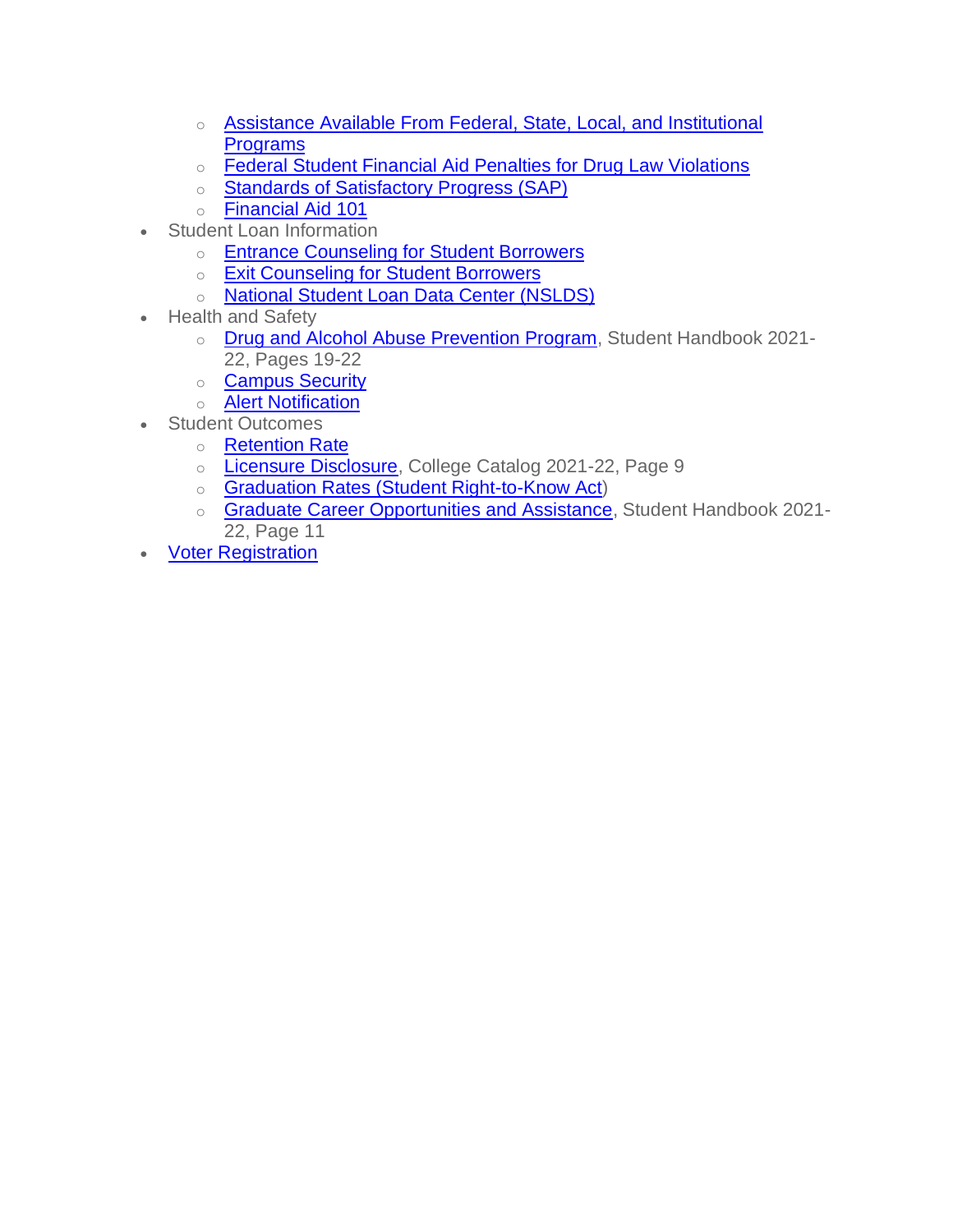- Assistance Available From Federal, State, Local, and Institutional Programs
    - Federal Student Financial Aid Penalties for Drug Law Violations
    - Standards of Satisfactory Progress (SAP)
    - Financial Aid 101
- Student Loan Information
    - Entrance Counseling for Student Borrowers
    - Exit Counseling for Student Borrowers
    - National Student Loan Data Center (NSLDS)
- Health and Safety
    - Drug and Alcohol Abuse Prevention Program, Student Handbook 2021-22, Pages 19-22
    - Campus Security
    - Alert Notification
- Student Outcomes
    - Retention Rate
    - Licensure Disclosure, College Catalog 2021-22, Page 9
    - Graduation Rates (Student Right-to-Know Act)
    - Graduate Career Opportunities and Assistance, Student Handbook 2021-22, Page 11
- Voter Registration